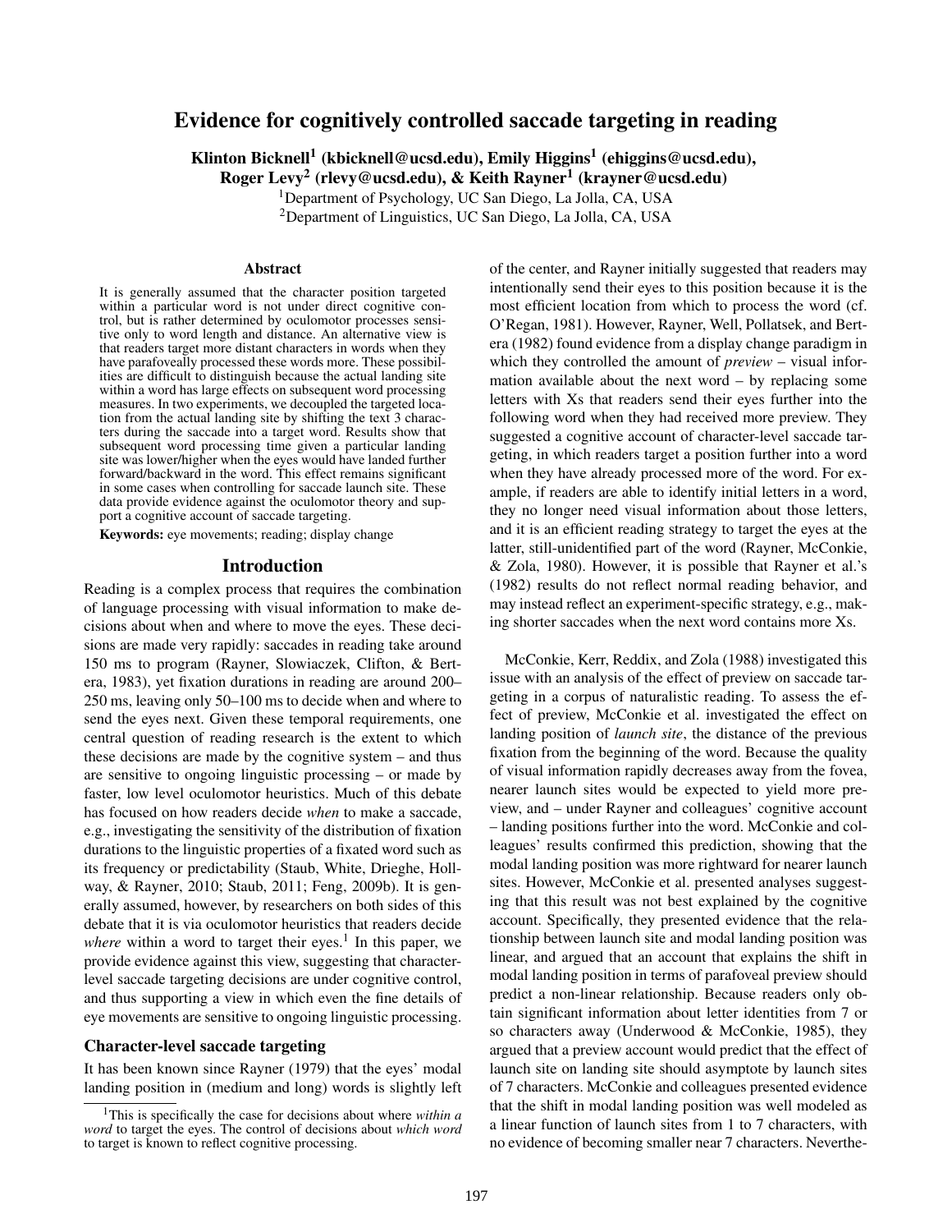# Evidence for cognitively controlled saccade targeting in reading

**Klinton Bicknell[1] (kbicknell@ucsd.edu), Emily Higgins[1] (ehiggins@ucsd.edu), Roger Levy[2] (rlevy@ucsd.edu), & Keith Rayner[1] (krayner@ucsd.edu)**

[1]Department of Psychology, UC San Diego, La Jolla, CA, USA

[2]Department of Linguistics, UC San Diego, La Jolla, CA, USA

## Abstract

It is generally assumed that the character position targeted within a particular word is not under direct cognitive control, but is rather determined by oculomotor processes sensitive only to word length and distance. An alternative view is that readers target more distant characters in words when they have parafoveally processed these words more. These possibilities are difficult to distinguish because the actual landing site within a word has large effects on subsequent word processing measures. In two experiments, we decoupled the targeted location from the actual landing site by shifting the text 3 characters during the saccade into a target word. Results show that subsequent word processing time given a particular landing site was lower/higher when the eyes would have landed further forward/backward in the word. This effect remains significant in some cases when controlling for saccade launch site. These data provide evidence against the oculomotor theory and support a cognitive account of saccade targeting.

**Keywords:** eye movements; reading; display change

## Introduction

Reading is a complex process that requires the combination of language processing with visual information to make decisions about when and where to move the eyes. These decisions are made very rapidly: saccades in reading take around 150 ms to program (Rayner, Slowiaczek, Clifton, & Bertera, 1983), yet fixation durations in reading are around 200–250 ms, leaving only 50–100 ms to decide when and where to send the eyes next. Given these temporal requirements, one central question of reading research is the extent to which these decisions are made by the cognitive system – and thus are sensitive to ongoing linguistic processing – or made by faster, low level oculomotor heuristics. Much of this debate has focused on how readers decide *when* to make a saccade, e.g., investigating the sensitivity of the distribution of fixation durations to the linguistic properties of a fixated word such as its frequency or predictability (Staub, White, Drieghe, Hollway, & Rayner, 2010; Staub, 2011; Feng, 2009b). It is generally assumed, however, by researchers on both sides of this debate that it is via oculomotor heuristics that readers decide *where* within a word to target their eyes.[1] In this paper, we provide evidence against this view, suggesting that character-level saccade targeting decisions are under cognitive control, and thus supporting a view in which even the fine details of eye movements are sensitive to ongoing linguistic processing.

### Character-level saccade targeting

It has been known since Rayner (1979) that the eyes' modal landing position in (medium and long) words is slightly left of the center, and Rayner initially suggested that readers may intentionally send their eyes to this position because it is the most efficient location from which to process the word (cf. O'Regan, 1981). However, Rayner, Well, Pollatsek, and Bertera (1982) found evidence from a display change paradigm in which they controlled the amount of *preview* – visual information available about the next word – by replacing some letters with Xs that readers send their eyes further into the following word when they had received more preview. They suggested a cognitive account of character-level saccade targeting, in which readers target a position further into a word when they have already processed more of the word. For example, if readers are able to identify initial letters in a word, they no longer need visual information about those letters, and it is an efficient reading strategy to target the eyes at the latter, still-unidentified part of the word (Rayner, McConkie, & Zola, 1980). However, it is possible that Rayner et al.'s (1982) results do not reflect normal reading behavior, and may instead reflect an experiment-specific strategy, e.g., making shorter saccades when the next word contains more Xs.

McConkie, Kerr, Reddix, and Zola (1988) investigated this issue with an analysis of the effect of preview on saccade targeting in a corpus of naturalistic reading. To assess the effect of preview, McConkie et al. investigated the effect on landing position of *launch site*, the distance of the previous fixation from the beginning of the word. Because the quality of visual information rapidly decreases away from the fovea, nearer launch sites would be expected to yield more preview, and – under Rayner and colleagues' cognitive account – landing positions further into the word. McConkie and colleagues' results confirmed this prediction, showing that the modal landing position was more rightward for nearer launch sites. However, McConkie et al. presented analyses suggesting that this result was not best explained by the cognitive account. Specifically, they presented evidence that the relationship between launch site and modal landing position was linear, and argued that an account that explains the shift in modal landing position in terms of parafoveal preview should predict a non-linear relationship. Because readers only obtain significant information about letter identities from 7 or so characters away (Underwood & McConkie, 1985), they argued that a preview account would predict that the effect of launch site on landing site should asymptote by launch sites of 7 characters. McConkie and colleagues presented evidence that the shift in modal landing position was well modeled as a linear function of launch sites from 1 to 7 characters, with no evidence of becoming smaller near 7 characters. Neverthe-

[1]This is specifically the case for decisions about where *within a word* to target the eyes. The control of decisions about *which word* to target is known to reflect cognitive processing.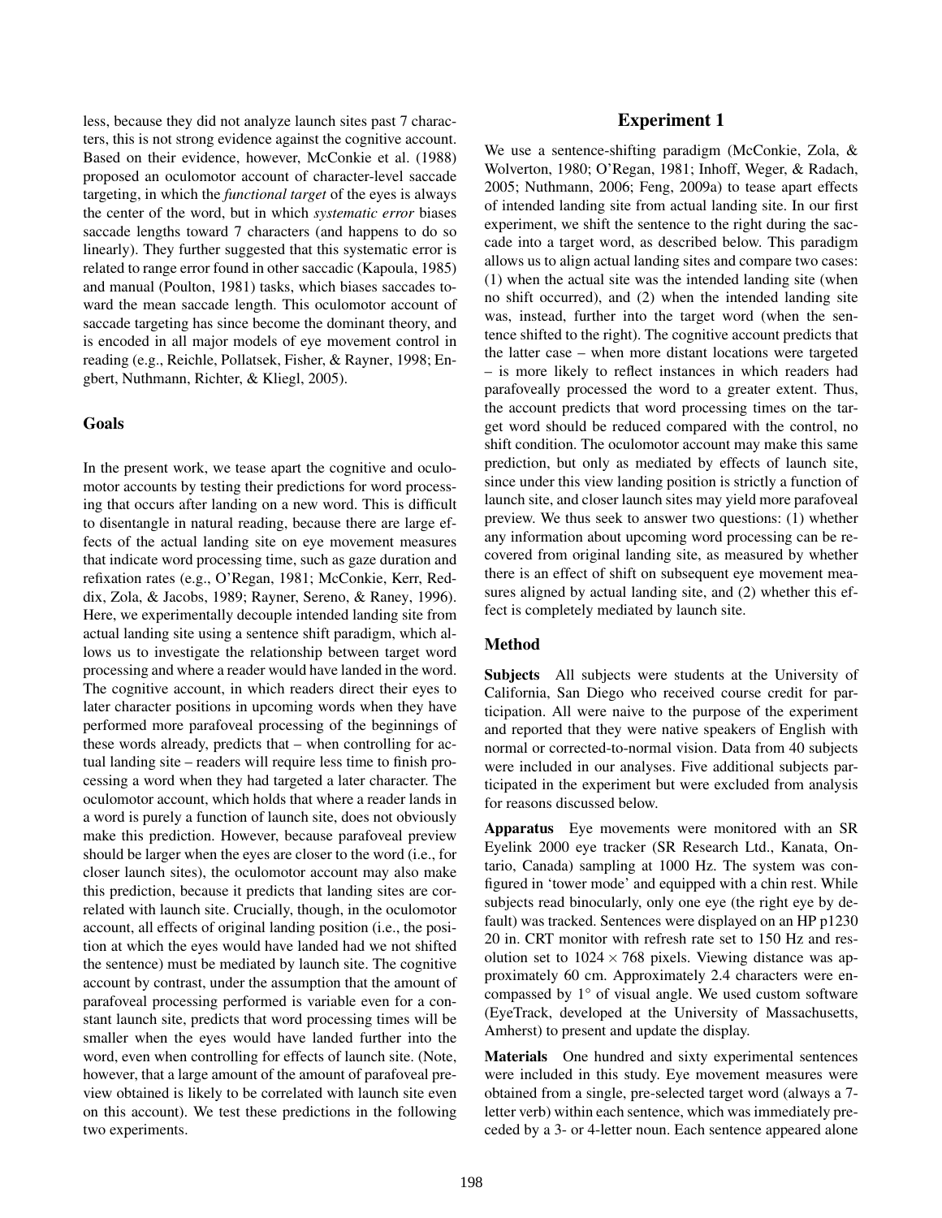less, because they did not analyze launch sites past 7 characters, this is not strong evidence against the cognitive account. Based on their evidence, however, McConkie et al. (1988) proposed an oculomotor account of character-level saccade targeting, in which the *functional target* of the eyes is always the center of the word, but in which *systematic error* biases saccade lengths toward 7 characters (and happens to do so linearly). They further suggested that this systematic error is related to range error found in other saccadic (Kapoula, 1985) and manual (Poulton, 1981) tasks, which biases saccades toward the mean saccade length. This oculomotor account of saccade targeting has since become the dominant theory, and is encoded in all major models of eye movement control in reading (e.g., Reichle, Pollatsek, Fisher, & Rayner, 1998; Engbert, Nuthmann, Richter, & Kliegl, 2005).

### Goals

In the present work, we tease apart the cognitive and oculomotor accounts by testing their predictions for word processing that occurs after landing on a new word. This is difficult to disentangle in natural reading, because there are large effects of the actual landing site on eye movement measures that indicate word processing time, such as gaze duration and refixation rates (e.g., O'Regan, 1981; McConkie, Kerr, Reddix, Zola, & Jacobs, 1989; Rayner, Sereno, & Raney, 1996). Here, we experimentally decouple intended landing site from actual landing site using a sentence shift paradigm, which allows us to investigate the relationship between target word processing and where a reader would have landed in the word. The cognitive account, in which readers direct their eyes to later character positions in upcoming words when they have performed more parafoveal processing of the beginnings of these words already, predicts that – when controlling for actual landing site – readers will require less time to finish processing a word when they had targeted a later character. The oculomotor account, which holds that where a reader lands in a word is purely a function of launch site, does not obviously make this prediction. However, because parafoveal preview should be larger when the eyes are closer to the word (i.e., for closer launch sites), the oculomotor account may also make this prediction, because it predicts that landing sites are correlated with launch site. Crucially, though, in the oculomotor account, all effects of original landing position (i.e., the position at which the eyes would have landed had we not shifted the sentence) must be mediated by launch site. The cognitive account by contrast, under the assumption that the amount of parafoveal processing performed is variable even for a constant launch site, predicts that word processing times will be smaller when the eyes would have landed further into the word, even when controlling for effects of launch site. (Note, however, that a large amount of the amount of parafoveal preview obtained is likely to be correlated with launch site even on this account). We test these predictions in the following two experiments.

## Experiment 1

We use a sentence-shifting paradigm (McConkie, Zola, & Wolverton, 1980; O'Regan, 1981; Inhoff, Weger, & Radach, 2005; Nuthmann, 2006; Feng, 2009a) to tease apart effects of intended landing site from actual landing site. In our first experiment, we shift the sentence to the right during the saccade into a target word, as described below. This paradigm allows us to align actual landing sites and compare two cases: (1) when the actual site was the intended landing site (when no shift occurred), and (2) when the intended landing site was, instead, further into the target word (when the sentence shifted to the right). The cognitive account predicts that the latter case – when more distant locations were targeted – is more likely to reflect instances in which readers had parafoveally processed the word to a greater extent. Thus, the account predicts that word processing times on the target word should be reduced compared with the control, no shift condition. The oculomotor account may make this same prediction, but only as mediated by effects of launch site, since under this view landing position is strictly a function of launch site, and closer launch sites may yield more parafoveal preview. We thus seek to answer two questions: (1) whether any information about upcoming word processing can be recovered from original landing site, as measured by whether there is an effect of shift on subsequent eye movement measures aligned by actual landing site, and (2) whether this effect is completely mediated by launch site.

### Method

**Subjects** All subjects were students at the University of California, San Diego who received course credit for participation. All were naive to the purpose of the experiment and reported that they were native speakers of English with normal or corrected-to-normal vision. Data from 40 subjects were included in our analyses. Five additional subjects participated in the experiment but were excluded from analysis for reasons discussed below.

**Apparatus** Eye movements were monitored with an SR Eyelink 2000 eye tracker (SR Research Ltd., Kanata, Ontario, Canada) sampling at 1000 Hz. The system was configured in 'tower mode' and equipped with a chin rest. While subjects read binocularly, only one eye (the right eye by default) was tracked. Sentences were displayed on an HP p1230 20 in. CRT monitor with refresh rate set to 150 Hz and resolution set to $1024 \times 768$ pixels. Viewing distance was approximately 60 cm. Approximately 2.4 characters were encompassed by 1° of visual angle. We used custom software (EyeTrack, developed at the University of Massachusetts, Amherst) to present and update the display.

**Materials** One hundred and sixty experimental sentences were included in this study. Eye movement measures were obtained from a single, pre-selected target word (always a 7-letter verb) within each sentence, which was immediately preceded by a 3- or 4-letter noun. Each sentence appeared alone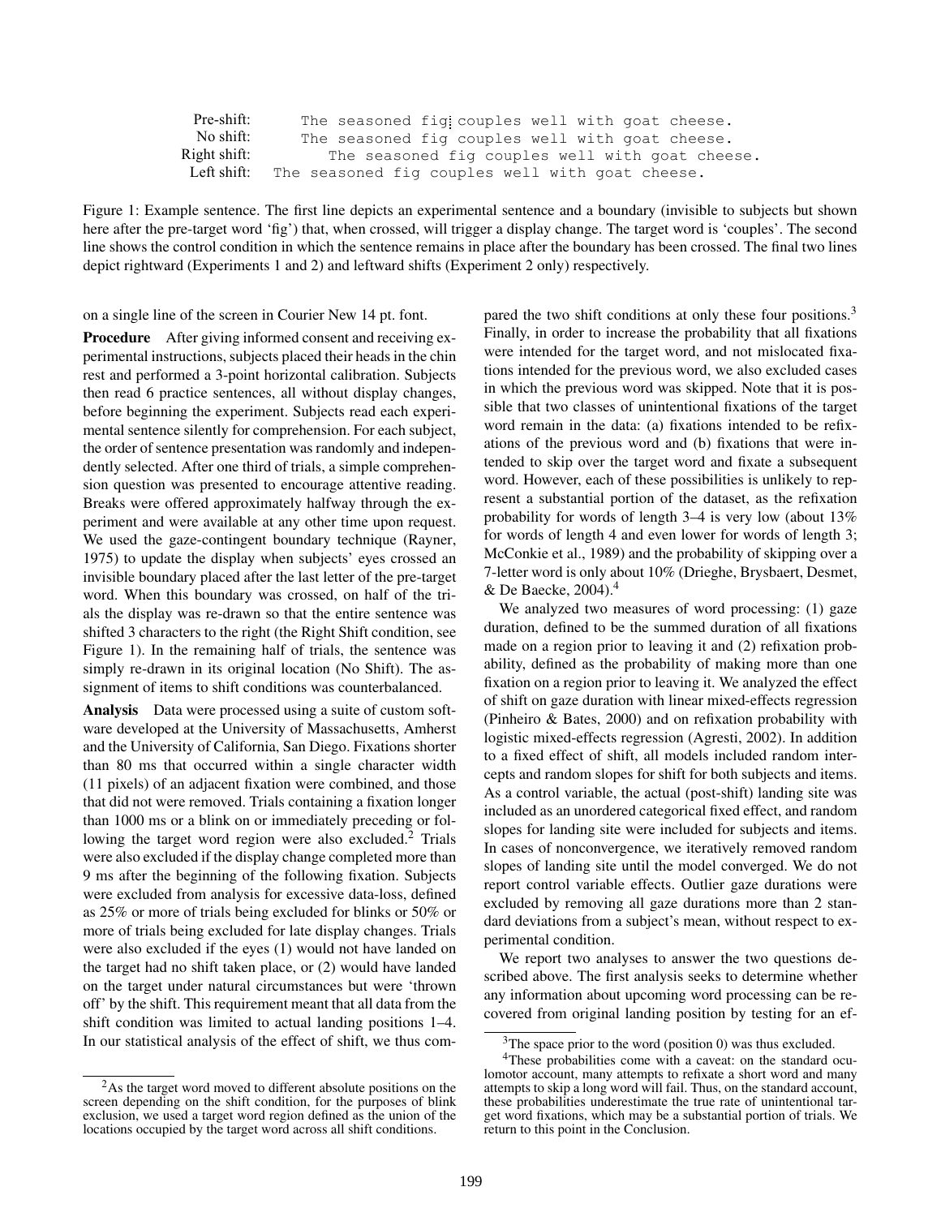```
Pre-shift:      The seasoned fig couples well with goat cheese.
No shift:       The seasoned fig couples well with goat cheese.
Right shift:       The seasoned fig couples well with goat cheese.
Left shift:  The seasoned fig couples well with goat cheese.
```

Figure 1: Example sentence. The first line depicts an experimental sentence and a boundary (invisible to subjects but shown here after the pre-target word 'fig') that, when crossed, will trigger a display change. The target word is 'couples'. The second line shows the control condition in which the sentence remains in place after the boundary has been crossed. The final two lines depict rightward (Experiments 1 and 2) and leftward shifts (Experiment 2 only) respectively.

on a single line of the screen in Courier New 14 pt. font.

**Procedure** After giving informed consent and receiving experimental instructions, subjects placed their heads in the chin rest and performed a 3-point horizontal calibration. Subjects then read 6 practice sentences, all without display changes, before beginning the experiment. Subjects read each experimental sentence silently for comprehension. For each subject, the order of sentence presentation was randomly and independently selected. After one third of trials, a simple comprehension question was presented to encourage attentive reading. Breaks were offered approximately halfway through the experiment and were available at any other time upon request. We used the gaze-contingent boundary technique (Rayner, 1975) to update the display when subjects' eyes crossed an invisible boundary placed after the last letter of the pre-target word. When this boundary was crossed, on half of the trials the display was re-drawn so that the entire sentence was shifted 3 characters to the right (the Right Shift condition, see Figure 1). In the remaining half of trials, the sentence was simply re-drawn in its original location (No Shift). The assignment of items to shift conditions was counterbalanced.

**Analysis** Data were processed using a suite of custom software developed at the University of Massachusetts, Amherst and the University of California, San Diego. Fixations shorter than 80 ms that occurred within a single character width (11 pixels) of an adjacent fixation were combined, and those that did not were removed. Trials containing a fixation longer than 1000 ms or a blink on or immediately preceding or following the target word region were also excluded.[2] Trials were also excluded if the display change completed more than 9 ms after the beginning of the following fixation. Subjects were excluded from analysis for excessive data-loss, defined as 25% or more of trials being excluded for blinks or 50% or more of trials being excluded for late display changes. Trials were also excluded if the eyes (1) would not have landed on the target had no shift taken place, or (2) would have landed on the target under natural circumstances but were 'thrown off' by the shift. This requirement meant that all data from the shift condition was limited to actual landing positions 1–4. In our statistical analysis of the effect of shift, we thus compared the two shift conditions at only these four positions.[3] Finally, in order to increase the probability that all fixations were intended for the target word, and not mislocated fixations intended for the previous word, we also excluded cases in which the previous word was skipped. Note that it is possible that two classes of unintentional fixations of the target word remain in the data: (a) fixations intended to be refixations of the previous word and (b) fixations that were intended to skip over the target word and fixate a subsequent word. However, each of these possibilities is unlikely to represent a substantial portion of the dataset, as the refixation probability for words of length 3–4 is very low (about 13% for words of length 4 and even lower for words of length 3; McConkie et al., 1989) and the probability of skipping over a 7-letter word is only about 10% (Drieghe, Brysbaert, Desmet, & De Baecke, 2004).[4]

We analyzed two measures of word processing: (1) gaze duration, defined to be the summed duration of all fixations made on a region prior to leaving it and (2) refixation probability, defined as the probability of making more than one fixation on a region prior to leaving it. We analyzed the effect of shift on gaze duration with linear mixed-effects regression (Pinheiro & Bates, 2000) and on refixation probability with logistic mixed-effects regression (Agresti, 2002). In addition to a fixed effect of shift, all models included random intercepts and random slopes for shift for both subjects and items. As a control variable, the actual (post-shift) landing site was included as an unordered categorical fixed effect, and random slopes for landing site were included for subjects and items. In cases of nonconvergence, we iteratively removed random slopes of landing site until the model converged. We do not report control variable effects. Outlier gaze durations were excluded by removing all gaze durations more than 2 standard deviations from a subject's mean, without respect to experimental condition.

We report two analyses to answer the two questions described above. The first analysis seeks to determine whether any information about upcoming word processing can be recovered from original landing position by testing for an ef-

[2] As the target word moved to different absolute positions on the screen depending on the shift condition, for the purposes of blink exclusion, we used a target word region defined as the union of the locations occupied by the target word across all shift conditions.

[3] The space prior to the word (position 0) was thus excluded.

[4] These probabilities come with a caveat: on the standard oculomotor account, many attempts to refixate a short word and many attempts to skip a long word will fail. Thus, on the standard account, these probabilities underestimate the true rate of unintentional target word fixations, which may be a substantial portion of trials. We return to this point in the Conclusion.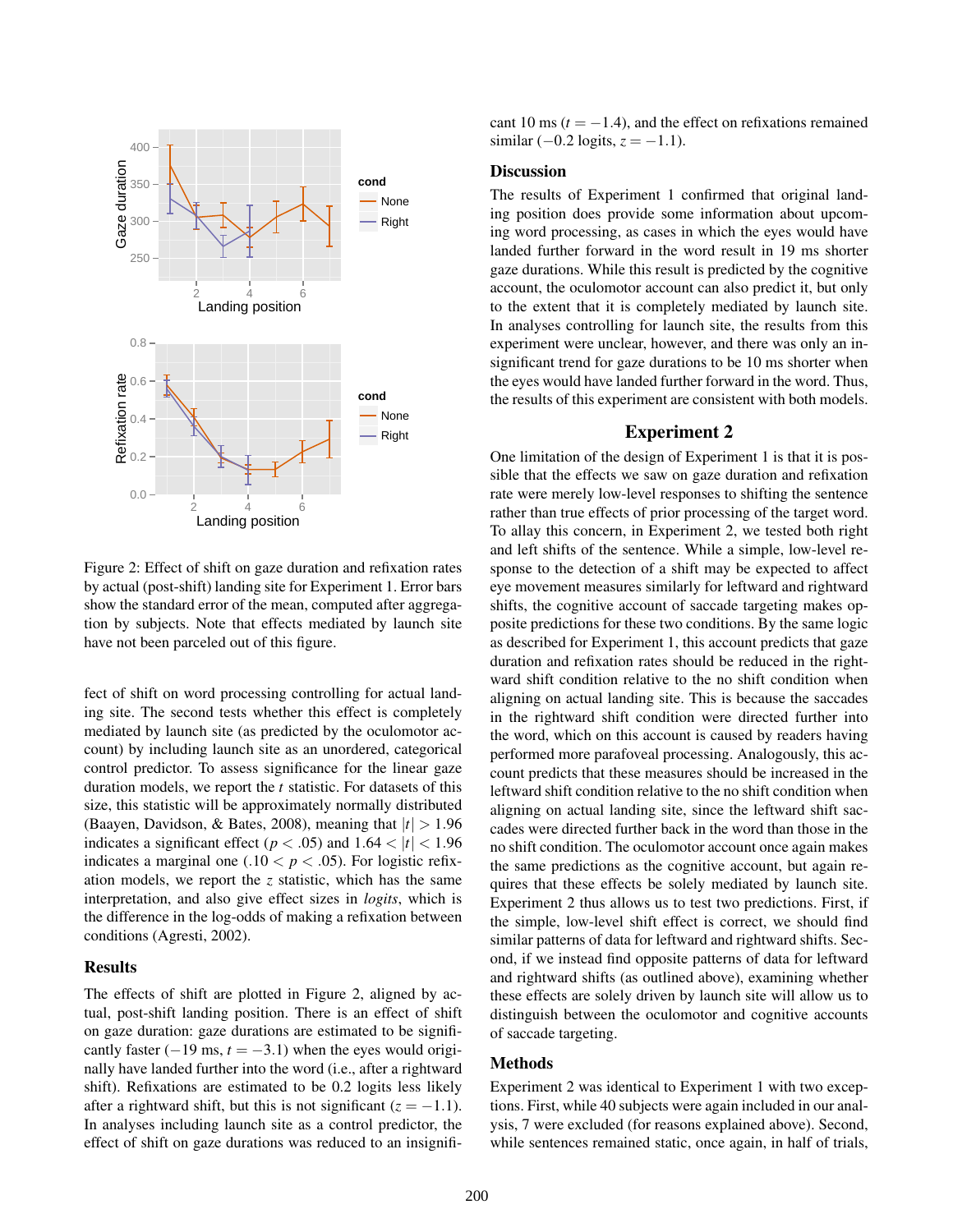Figure 2: Effect of shift on gaze duration and refixation rates by actual (post-shift) landing site for Experiment 1. Error bars show the standard error of the mean, computed after aggregation by subjects. Note that effects mediated by launch site have not been parceled out of this figure.

fect of shift on word processing controlling for actual landing site. The second tests whether this effect is completely mediated by launch site (as predicted by the oculomotor account) by including launch site as an unordered, categorical control predictor. To assess significance for the linear gaze duration models, we report the $t$ statistic. For datasets of this size, this statistic will be approximately normally distributed (Baayen, Davidson, & Bates, 2008), meaning that $|t| > 1.96$ indicates a significant effect ($p < .05$) and $1.64 < |t| < 1.96$ indicates a marginal one ($.10 < p < .05$). For logistic refixation models, we report the $z$ statistic, which has the same interpretation, and also give effect sizes in *logits*, which is the difference in the log-odds of making a refixation between conditions (Agresti, 2002).

### Results

The effects of shift are plotted in Figure 2, aligned by actual, post-shift landing position. There is an effect of shift on gaze duration: gaze durations are estimated to be significantly faster ($-19$ ms, $t = -3.1$) when the eyes would originally have landed further into the word (i.e., after a rightward shift). Refixations are estimated to be 0.2 logits less likely after a rightward shift, but this is not significant ($z = -1.1$). In analyses including launch site as a control predictor, the effect of shift on gaze durations was reduced to an insignificant 10 ms ($t = -1.4$), and the effect on refixations remained similar ($-0.2$ logits, $z = -1.1$).

### Discussion

The results of Experiment 1 confirmed that original landing position does provide some information about upcoming word processing, as cases in which the eyes would have landed further forward in the word result in 19 ms shorter gaze durations. While this result is predicted by the cognitive account, the oculomotor account can also predict it, but only to the extent that it is completely mediated by launch site. In analyses controlling for launch site, the results from this experiment were unclear, however, and there was only an insignificant trend for gaze durations to be 10 ms shorter when the eyes would have landed further forward in the word. Thus, the results of this experiment are consistent with both models.

## Experiment 2

One limitation of the design of Experiment 1 is that it is possible that the effects we saw on gaze duration and refixation rate were merely low-level responses to shifting the sentence rather than true effects of prior processing of the target word. To allay this concern, in Experiment 2, we tested both right and left shifts of the sentence. While a simple, low-level response to the detection of a shift may be expected to affect eye movement measures similarly for leftward and rightward shifts, the cognitive account of saccade targeting makes opposite predictions for these two conditions. By the same logic as described for Experiment 1, this account predicts that gaze duration and refixation rates should be reduced in the rightward shift condition relative to the no shift condition when aligning on actual landing site. This is because the saccades in the rightward shift condition were directed further into the word, which on this account is caused by readers having performed more parafoveal processing. Analogously, this account predicts that these measures should be increased in the leftward shift condition relative to the no shift condition when aligning on actual landing site, since the leftward shift saccades were directed further back in the word than those in the no shift condition. The oculomotor account once again makes the same predictions as the cognitive account, but again requires that these effects be solely mediated by launch site. Experiment 2 thus allows us to test two predictions. First, if the simple, low-level shift effect is correct, we should find similar patterns of data for leftward and rightward shifts. Second, if we instead find opposite patterns of data for leftward and rightward shifts (as outlined above), examining whether these effects are solely driven by launch site will allow us to distinguish between the oculomotor and cognitive accounts of saccade targeting.

### Methods

Experiment 2 was identical to Experiment 1 with two exceptions. First, while 40 subjects were again included in our analysis, 7 were excluded (for reasons explained above). Second, while sentences remained static, once again, in half of trials,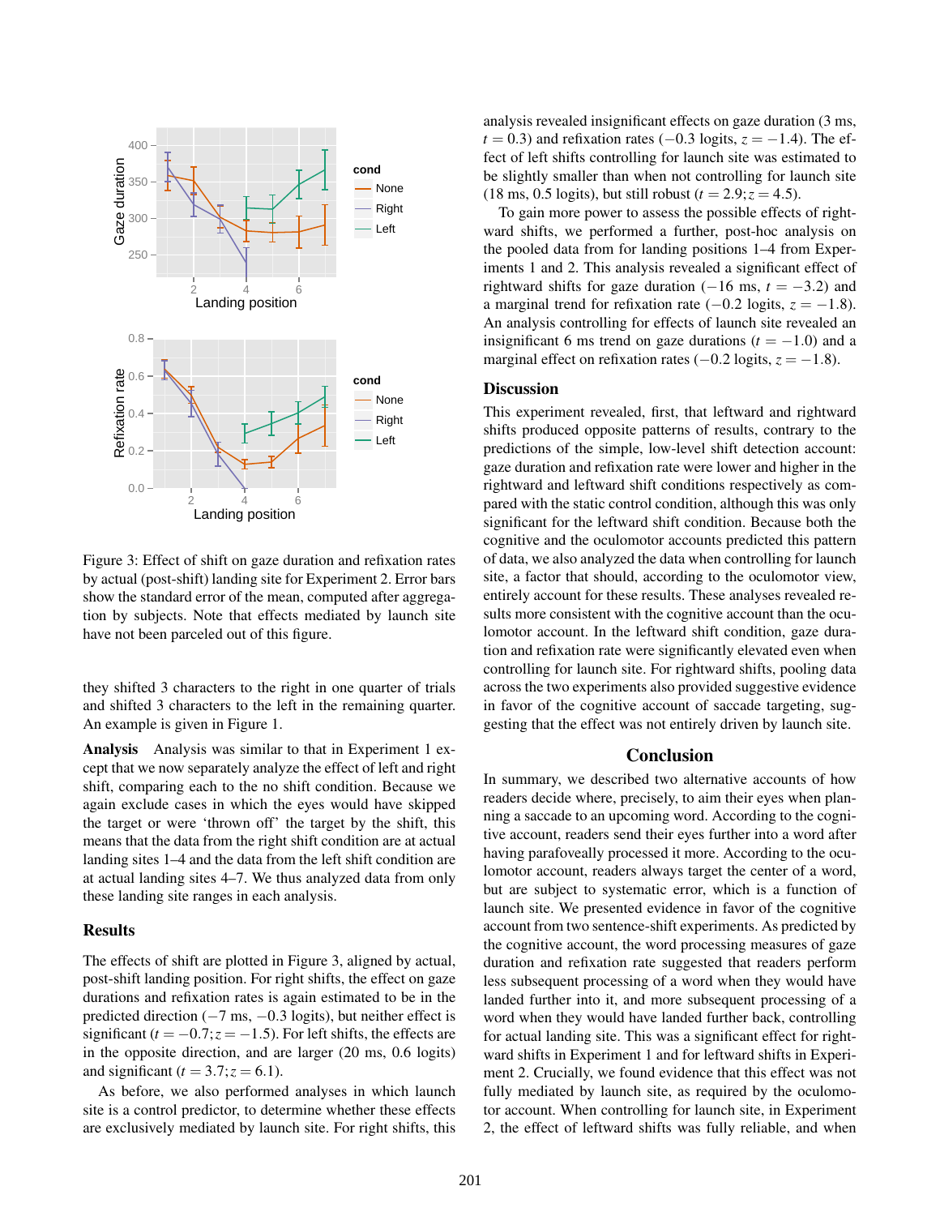Figure 3: Effect of shift on gaze duration and refixation rates by actual (post-shift) landing site for Experiment 2. Error bars show the standard error of the mean, computed after aggregation by subjects. Note that effects mediated by launch site have not been parceled out of this figure.

they shifted 3 characters to the right in one quarter of trials and shifted 3 characters to the left in the remaining quarter. An example is given in Figure 1.

**Analysis** Analysis was similar to that in Experiment 1 except that we now separately analyze the effect of left and right shift, comparing each to the no shift condition. Because we again exclude cases in which the eyes would have skipped the target or were 'thrown off' the target by the shift, this means that the data from the right shift condition are at actual landing sites 1–4 and the data from the left shift condition are at actual landing sites 4–7. We thus analyzed data from only these landing site ranges in each analysis.

### Results

The effects of shift are plotted in Figure 3, aligned by actual, post-shift landing position. For right shifts, the effect on gaze durations and refixation rates is again estimated to be in the predicted direction ($-7$ ms, $-0.3$ logits), but neither effect is significant ($t = -0.7; z = -1.5$). For left shifts, the effects are in the opposite direction, and are larger (20 ms, 0.6 logits) and significant ($t = 3.7; z = 6.1$).

As before, we also performed analyses in which launch site is a control predictor, to determine whether these effects are exclusively mediated by launch site. For right shifts, this analysis revealed insignificant effects on gaze duration (3 ms, $t = 0.3$) and refixation rates ($-0.3$ logits, $z = -1.4$). The effect of left shifts controlling for launch site was estimated to be slightly smaller than when not controlling for launch site (18 ms, 0.5 logits), but still robust ($t = 2.9; z = 4.5$).

To gain more power to assess the possible effects of rightward shifts, we performed a further, post-hoc analysis on the pooled data from for landing positions 1–4 from Experiments 1 and 2. This analysis revealed a significant effect of rightward shifts for gaze duration ($-16$ ms, $t = -3.2$) and a marginal trend for refixation rate ($-0.2$ logits, $z = -1.8$). An analysis controlling for effects of launch site revealed an insignificant 6 ms trend on gaze durations ($t = -1.0$) and a marginal effect on refixation rates ($-0.2$ logits, $z = -1.8$).

### Discussion

This experiment revealed, first, that leftward and rightward shifts produced opposite patterns of results, contrary to the predictions of the simple, low-level shift detection account: gaze duration and refixation rate were lower and higher in the rightward and leftward shift conditions respectively as compared with the static control condition, although this was only significant for the leftward shift condition. Because both the cognitive and the oculomotor accounts predicted this pattern of data, we also analyzed the data when controlling for launch site, a factor that should, according to the oculomotor view, entirely account for these results. These analyses revealed results more consistent with the cognitive account than the oculomotor account. In the leftward shift condition, gaze duration and refixation rate were significantly elevated even when controlling for launch site. For rightward shifts, pooling data across the two experiments also provided suggestive evidence in favor of the cognitive account of saccade targeting, suggesting that the effect was not entirely driven by launch site.

## Conclusion

In summary, we described two alternative accounts of how readers decide where, precisely, to aim their eyes when planning a saccade to an upcoming word. According to the cognitive account, readers send their eyes further into a word after having parafoveally processed it more. According to the oculomotor account, readers always target the center of a word, but are subject to systematic error, which is a function of launch site. We presented evidence in favor of the cognitive account from two sentence-shift experiments. As predicted by the cognitive account, the word processing measures of gaze duration and refixation rate suggested that readers perform less subsequent processing of a word when they would have landed further into it, and more subsequent processing of a word when they would have landed further back, controlling for actual landing site. This was a significant effect for rightward shifts in Experiment 1 and for leftward shifts in Experiment 2. Crucially, we found evidence that this effect was not fully mediated by launch site, as required by the oculomotor account. When controlling for launch site, in Experiment 2, the effect of leftward shifts was fully reliable, and when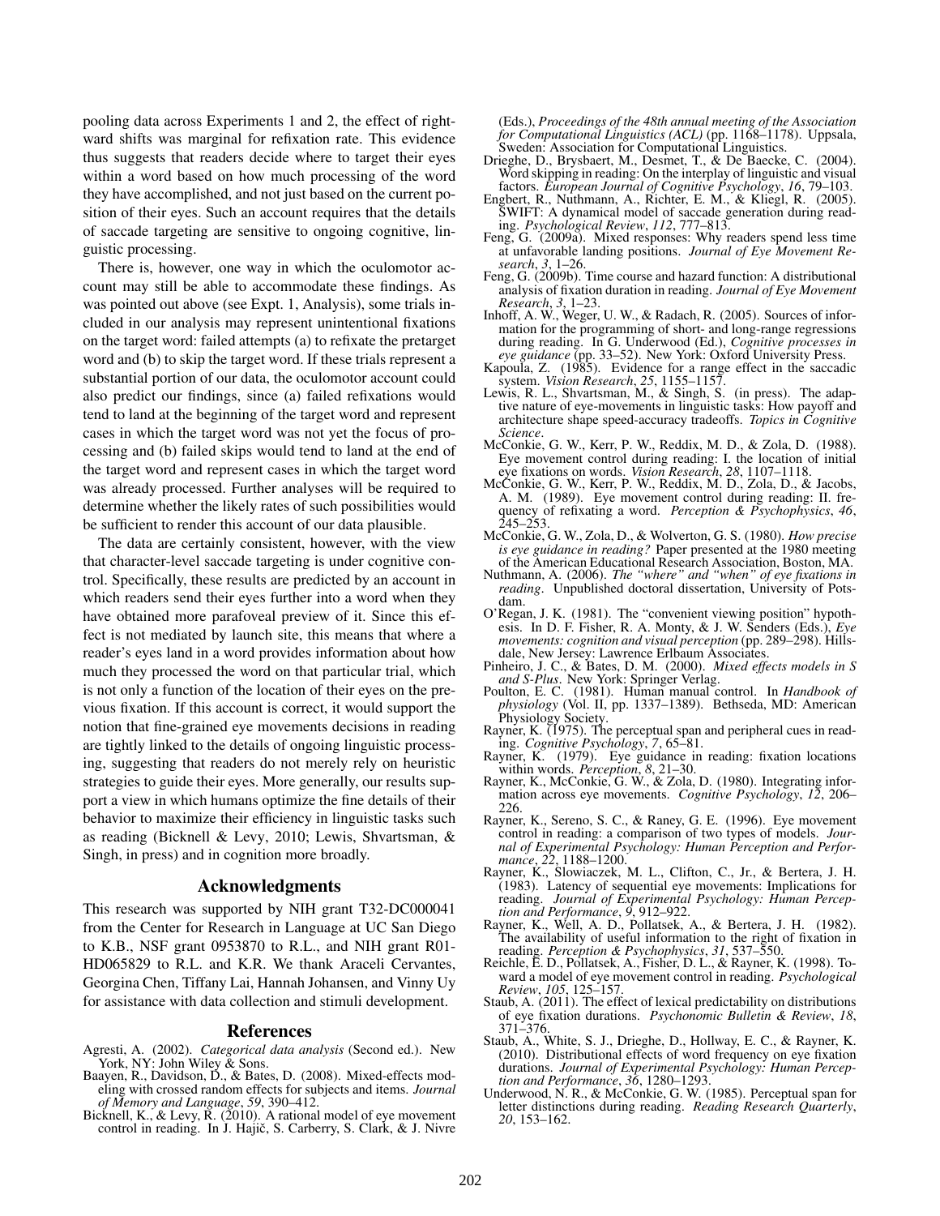pooling data across Experiments 1 and 2, the effect of rightward shifts was marginal for refixation rate. This evidence thus suggests that readers decide where to target their eyes within a word based on how much processing of the word they have accomplished, and not just based on the current position of their eyes. Such an account requires that the details of saccade targeting are sensitive to ongoing cognitive, linguistic processing.

There is, however, one way in which the oculomotor account may still be able to accommodate these findings. As was pointed out above (see Expt. 1, Analysis), some trials included in our analysis may represent unintentional fixations on the target word: failed attempts (a) to refixate the pretarget word and (b) to skip the target word. If these trials represent a substantial portion of our data, the oculomotor account could also predict our findings, since (a) failed refixations would tend to land at the beginning of the target word and represent cases in which the target word was not yet the focus of processing and (b) failed skips would tend to land at the end of the target word and represent cases in which the target word was already processed. Further analyses will be required to determine whether the likely rates of such possibilities would be sufficient to render this account of our data plausible.

The data are certainly consistent, however, with the view that character-level saccade targeting is under cognitive control. Specifically, these results are predicted by an account in which readers send their eyes further into a word when they have obtained more parafoveal preview of it. Since this effect is not mediated by launch site, this means that where a reader's eyes land in a word provides information about how much they processed the word on that particular trial, which is not only a function of the location of their eyes on the previous fixation. If this account is correct, it would support the notion that fine-grained eye movements decisions in reading are tightly linked to the details of ongoing linguistic processing, suggesting that readers do not merely rely on heuristic strategies to guide their eyes. More generally, our results support a view in which humans optimize the fine details of their behavior to maximize their efficiency in linguistic tasks such as reading (Bicknell & Levy, 2010; Lewis, Shvartsman, & Singh, in press) and in cognition more broadly.

## Acknowledgments

This research was supported by NIH grant T32-DC000041 from the Center for Research in Language at UC San Diego to K.B., NSF grant 0953870 to R.L., and NIH grant R01-HD065829 to R.L. and K.R. We thank Araceli Cervantes, Georgina Chen, Tiffany Lai, Hannah Johansen, and Vinny Uy for assistance with data collection and stimuli development.

## References

Agresti, A. (2002). *Categorical data analysis* (Second ed.). New York, NY: John Wiley & Sons.

Baayen, R., Davidson, D., & Bates, D. (2008). Mixed-effects modeling with crossed random effects for subjects and items. *Journal of Memory and Language*, *59*, 390–412.

Bicknell, K., & Levy, R. (2010). A rational model of eye movement control in reading. In J. Hajič, S. Carberry, S. Clark, & J. Nivre (Eds.), *Proceedings of the 48th annual meeting of the Association for Computational Linguistics (ACL)* (pp. 1168–1178). Uppsala, Sweden: Association for Computational Linguistics.

Drieghe, D., Brysbaert, M., Desmet, T., & De Baecke, C. (2004). Word skipping in reading: On the interplay of linguistic and visual factors. *European Journal of Cognitive Psychology*, *16*, 79–103.

Engbert, R., Nuthmann, A., Richter, E. M., & Kliegl, R. (2005). SWIFT: A dynamical model of saccade generation during reading. *Psychological Review*, *112*, 777–813.

Feng, G. (2009a). Mixed responses: Why readers spend less time at unfavorable landing positions. *Journal of Eye Movement Research*, *3*, 1–26.

Feng, G. (2009b). Time course and hazard function: A distributional analysis of fixation duration in reading. *Journal of Eye Movement Research*, *3*, 1–23.

Inhoff, A. W., Weger, U. W., & Radach, R. (2005). Sources of information for the programming of short- and long-range regressions during reading. In G. Underwood (Ed.), *Cognitive processes in eye guidance* (pp. 33–52). New York: Oxford University Press.

Kapoula, Z. (1985). Evidence for a range effect in the saccadic system. *Vision Research*, *25*, 1155–1157.

Lewis, R. L., Shvartsman, M., & Singh, S. (in press). The adaptive nature of eye-movements in linguistic tasks: How payoff and architecture shape speed-accuracy tradeoffs. *Topics in Cognitive Science*.

McConkie, G. W., Kerr, P. W., Reddix, M. D., & Zola, D. (1988). Eye movement control during reading: I. the location of initial eye fixations on words. *Vision Research*, *28*, 1107–1118.

McConkie, G. W., Kerr, P. W., Reddix, M. D., Zola, D., & Jacobs, A. M. (1989). Eye movement control during reading: II. frequency of refixating a word. *Perception & Psychophysics*, *46*, 245–253.

McConkie, G. W., Zola, D., & Wolverton, G. S. (1980). *How precise is eye guidance in reading?* Paper presented at the 1980 meeting of the American Educational Research Association, Boston, MA.

Nuthmann, A. (2006). *The "where" and "when" of eye fixations in reading*. Unpublished doctoral dissertation, University of Potsdam.

O'Regan, J. K. (1981). The "convenient viewing position" hypothesis. In D. F. Fisher, R. A. Monty, & J. W. Senders (Eds.), *Eye movements: cognition and visual perception* (pp. 289–298). Hillsdale, New Jersey: Lawrence Erlbaum Associates.

Pinheiro, J. C., & Bates, D. M. (2000). *Mixed effects models in S and S-Plus*. New York: Springer Verlag.

Poulton, E. C. (1981). Human manual control. In *Handbook of physiology* (Vol. II, pp. 1337–1389). Bethseda, MD: American Physiology Society.

Rayner, K. (1975). The perceptual span and peripheral cues in reading. *Cognitive Psychology*, *7*, 65–81.

Rayner, K. (1979). Eye guidance in reading: fixation locations within words. *Perception*, *8*, 21–30.

Rayner, K., McConkie, G. W., & Zola, D. (1980). Integrating information across eye movements. *Cognitive Psychology*, *12*, 206–226.

Rayner, K., Sereno, S. C., & Raney, G. E. (1996). Eye movement control in reading: a comparison of two types of models. *Journal of Experimental Psychology: Human Perception and Performance*, *22*, 1188–1200.

Rayner, K., Slowiaczek, M. L., Clifton, C., Jr., & Bertera, J. H. (1983). Latency of sequential eye movements: Implications for reading. *Journal of Experimental Psychology: Human Perception and Performance*, *9*, 912–922.

Rayner, K., Well, A. D., Pollatsek, A., & Bertera, J. H. (1982). The availability of useful information to the right of fixation in reading. *Perception & Psychophysics*, *31*, 537–550.

Reichle, E. D., Pollatsek, A., Fisher, D. L., & Rayner, K. (1998). Toward a model of eye movement control in reading. *Psychological Review*, *105*, 125–157.

Staub, A. (2011). The effect of lexical predictability on distributions of eye fixation durations. *Psychonomic Bulletin & Review*, *18*, 371–376.

Staub, A., White, S. J., Drieghe, D., Hollway, E. C., & Rayner, K. (2010). Distributional effects of word frequency on eye fixation durations. *Journal of Experimental Psychology: Human Perception and Performance*, *36*, 1280–1293.

Underwood, N. R., & McConkie, G. W. (1985). Perceptual span for letter distinctions during reading. *Reading Research Quarterly*, *20*, 153–162.